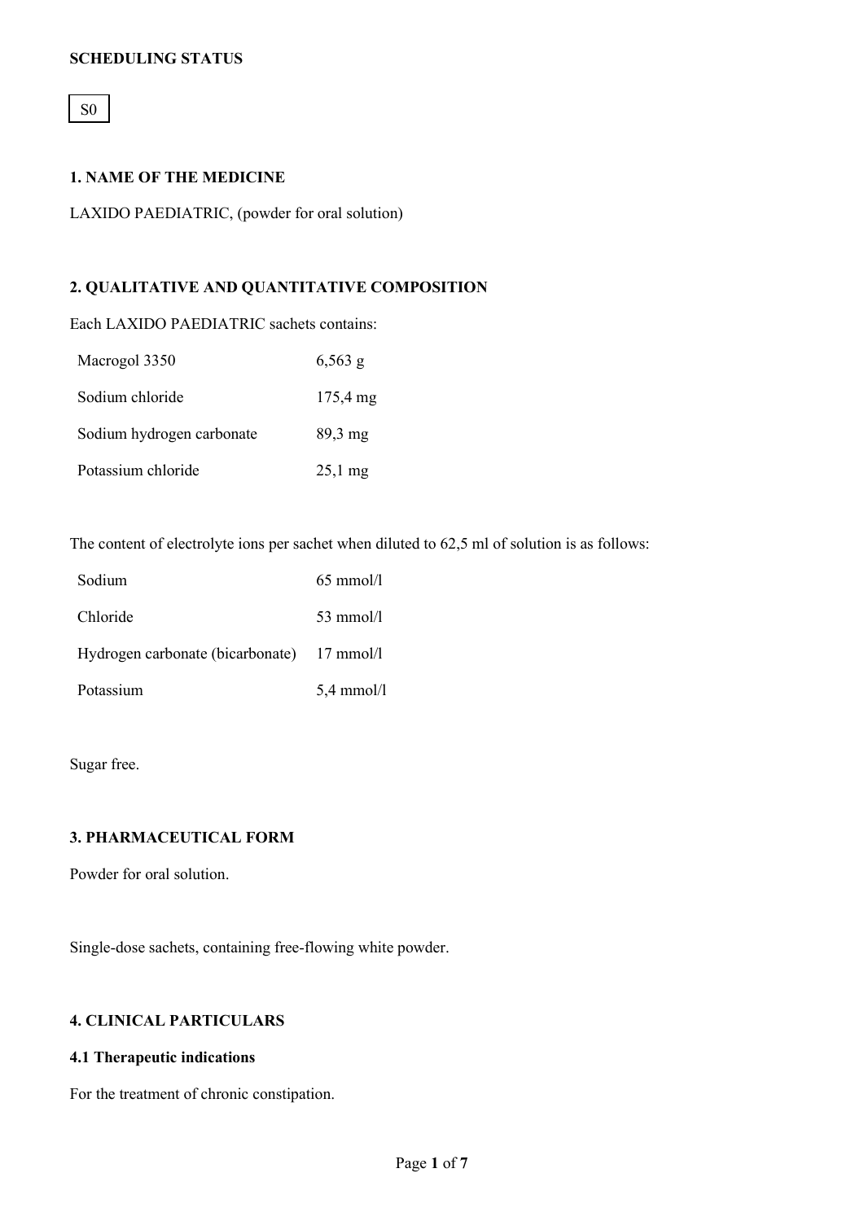**SCHEDULING STATUS**

S0

**1. NAME OF THE MEDICINE**

LAXIDO PAEDIATRIC, (powder for oral solution)

**2. QUALITATIVE AND QUANTITATIVE COMPOSITION**

Each LAXIDO PAEDIATRIC sachets contains:

| | |
|---|---|
| Macrogol 3350 | 6,563 g |
| Sodium chloride | 175,4 mg |
| Sodium hydrogen carbonate | 89,3 mg |
| Potassium chloride | 25,1 mg |

The content of electrolyte ions per sachet when diluted to 62,5 ml of solution is as follows:

| | |
|---|---|
| Sodium | 65 mmol/l |
| Chloride | 53 mmol/l |
| Hydrogen carbonate (bicarbonate) | 17 mmol/l |
| Potassium | 5,4 mmol/l |

Sugar free.

**3. PHARMACEUTICAL FORM**

Powder for oral solution.

Single-dose sachets, containing free-flowing white powder.

**4. CLINICAL PARTICULARS**

**4.1 Therapeutic indications**

For the treatment of chronic constipation.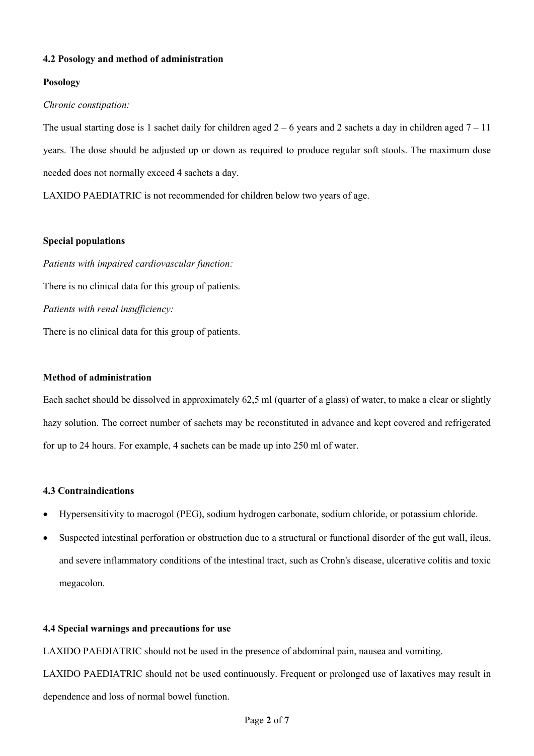**4.2 Posology and method of administration**

**Posology**

*Chronic constipation:*

The usual starting dose is 1 sachet daily for children aged 2 – 6 years and 2 sachets a day in children aged 7 – 11 years. The dose should be adjusted up or down as required to produce regular soft stools. The maximum dose needed does not normally exceed 4 sachets a day.

LAXIDO PAEDIATRIC is not recommended for children below two years of age.

**Special populations**

*Patients with impaired cardiovascular function:*

There is no clinical data for this group of patients.

*Patients with renal insufficiency:*

There is no clinical data for this group of patients.

**Method of administration**

Each sachet should be dissolved in approximately 62,5 ml (quarter of a glass) of water, to make a clear or slightly hazy solution. The correct number of sachets may be reconstituted in advance and kept covered and refrigerated for up to 24 hours. For example, 4 sachets can be made up into 250 ml of water.

**4.3 Contraindications**

- Hypersensitivity to macrogol (PEG), sodium hydrogen carbonate, sodium chloride, or potassium chloride.
- Suspected intestinal perforation or obstruction due to a structural or functional disorder of the gut wall, ileus, and severe inflammatory conditions of the intestinal tract, such as Crohn's disease, ulcerative colitis and toxic megacolon.

**4.4 Special warnings and precautions for use**

LAXIDO PAEDIATRIC should not be used in the presence of abdominal pain, nausea and vomiting.

LAXIDO PAEDIATRIC should not be used continuously. Frequent or prolonged use of laxatives may result in dependence and loss of normal bowel function.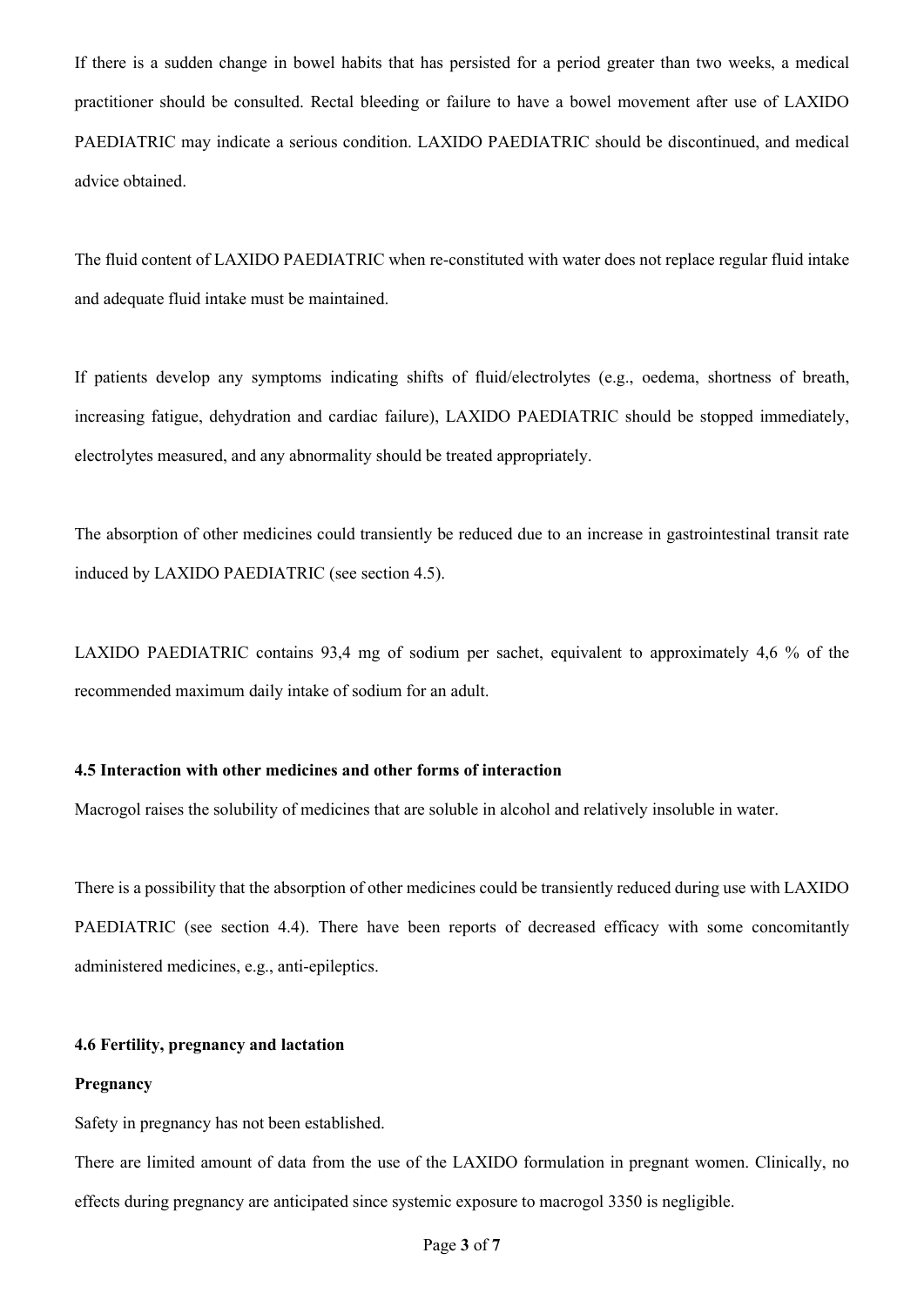If there is a sudden change in bowel habits that has persisted for a period greater than two weeks, a medical practitioner should be consulted. Rectal bleeding or failure to have a bowel movement after use of LAXIDO PAEDIATRIC may indicate a serious condition. LAXIDO PAEDIATRIC should be discontinued, and medical advice obtained.

The fluid content of LAXIDO PAEDIATRIC when re-constituted with water does not replace regular fluid intake and adequate fluid intake must be maintained.

If patients develop any symptoms indicating shifts of fluid/electrolytes (e.g., oedema, shortness of breath, increasing fatigue, dehydration and cardiac failure), LAXIDO PAEDIATRIC should be stopped immediately, electrolytes measured, and any abnormality should be treated appropriately.

The absorption of other medicines could transiently be reduced due to an increase in gastrointestinal transit rate induced by LAXIDO PAEDIATRIC (see section 4.5).

LAXIDO PAEDIATRIC contains 93,4 mg of sodium per sachet, equivalent to approximately 4,6 % of the recommended maximum daily intake of sodium for an adult.

**4.5 Interaction with other medicines and other forms of interaction**

Macrogol raises the solubility of medicines that are soluble in alcohol and relatively insoluble in water.

There is a possibility that the absorption of other medicines could be transiently reduced during use with LAXIDO PAEDIATRIC (see section 4.4). There have been reports of decreased efficacy with some concomitantly administered medicines, e.g., anti-epileptics.

**4.6 Fertility, pregnancy and lactation**

**Pregnancy**

Safety in pregnancy has not been established.

There are limited amount of data from the use of the LAXIDO formulation in pregnant women. Clinically, no effects during pregnancy are anticipated since systemic exposure to macrogol 3350 is negligible.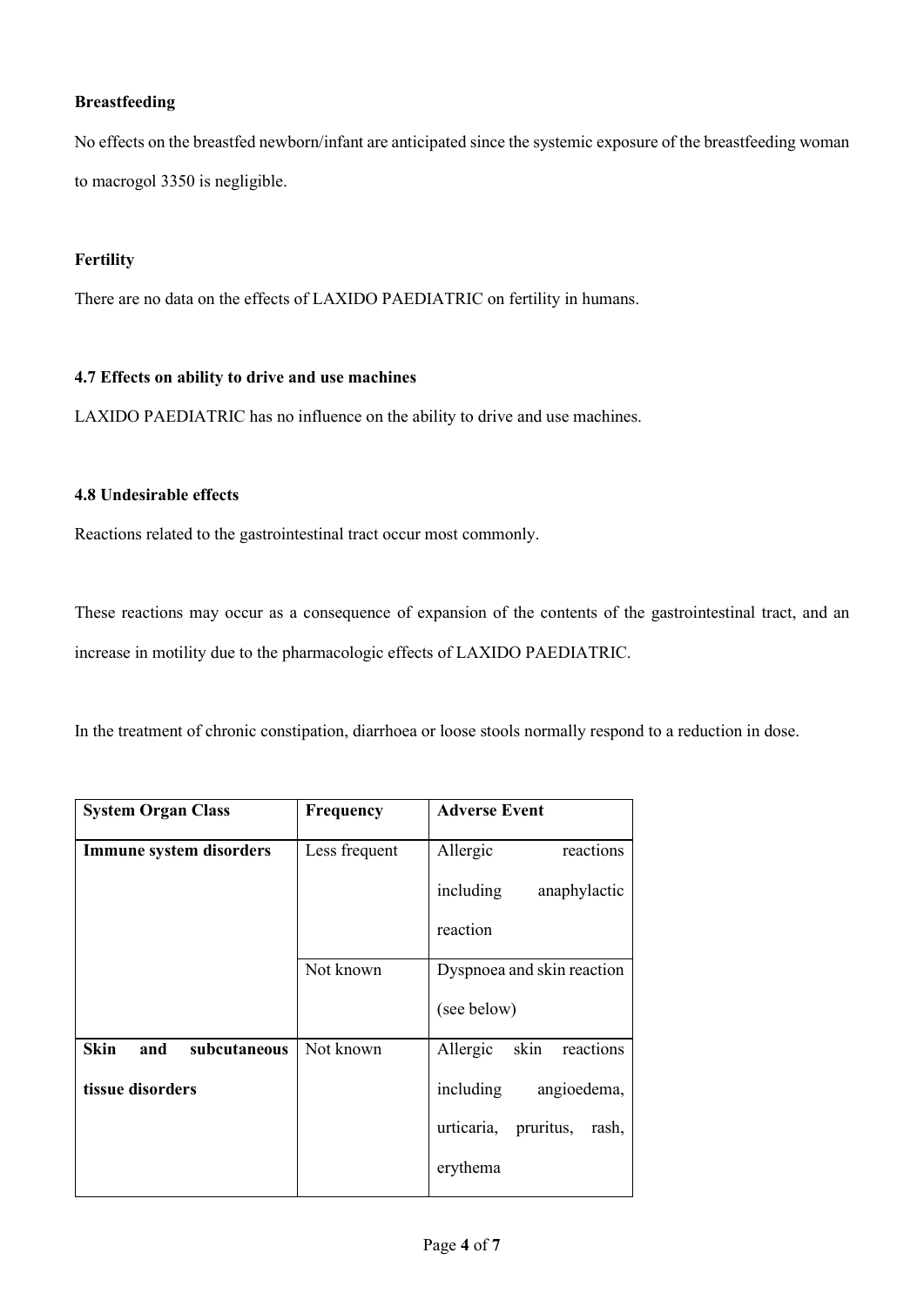**Breastfeeding**

No effects on the breastfed newborn/infant are anticipated since the systemic exposure of the breastfeeding woman to macrogol 3350 is negligible.

**Fertility**

There are no data on the effects of LAXIDO PAEDIATRIC on fertility in humans.

**4.7 Effects on ability to drive and use machines**

LAXIDO PAEDIATRIC has no influence on the ability to drive and use machines.

**4.8 Undesirable effects**

Reactions related to the gastrointestinal tract occur most commonly.

These reactions may occur as a consequence of expansion of the contents of the gastrointestinal tract, and an increase in motility due to the pharmacologic effects of LAXIDO PAEDIATRIC.

In the treatment of chronic constipation, diarrhoea or loose stools normally respond to a reduction in dose.

| System Organ Class | Frequency | Adverse Event |
|---|---|---|
| **Immune system disorders** | Less frequent | Allergic reactions including anaphylactic reaction |
| | Not known | Dyspnoea and skin reaction (see below) |
| **Skin and subcutaneous tissue disorders** | Not known | Allergic skin reactions including angioedema, urticaria, pruritus, rash, erythema |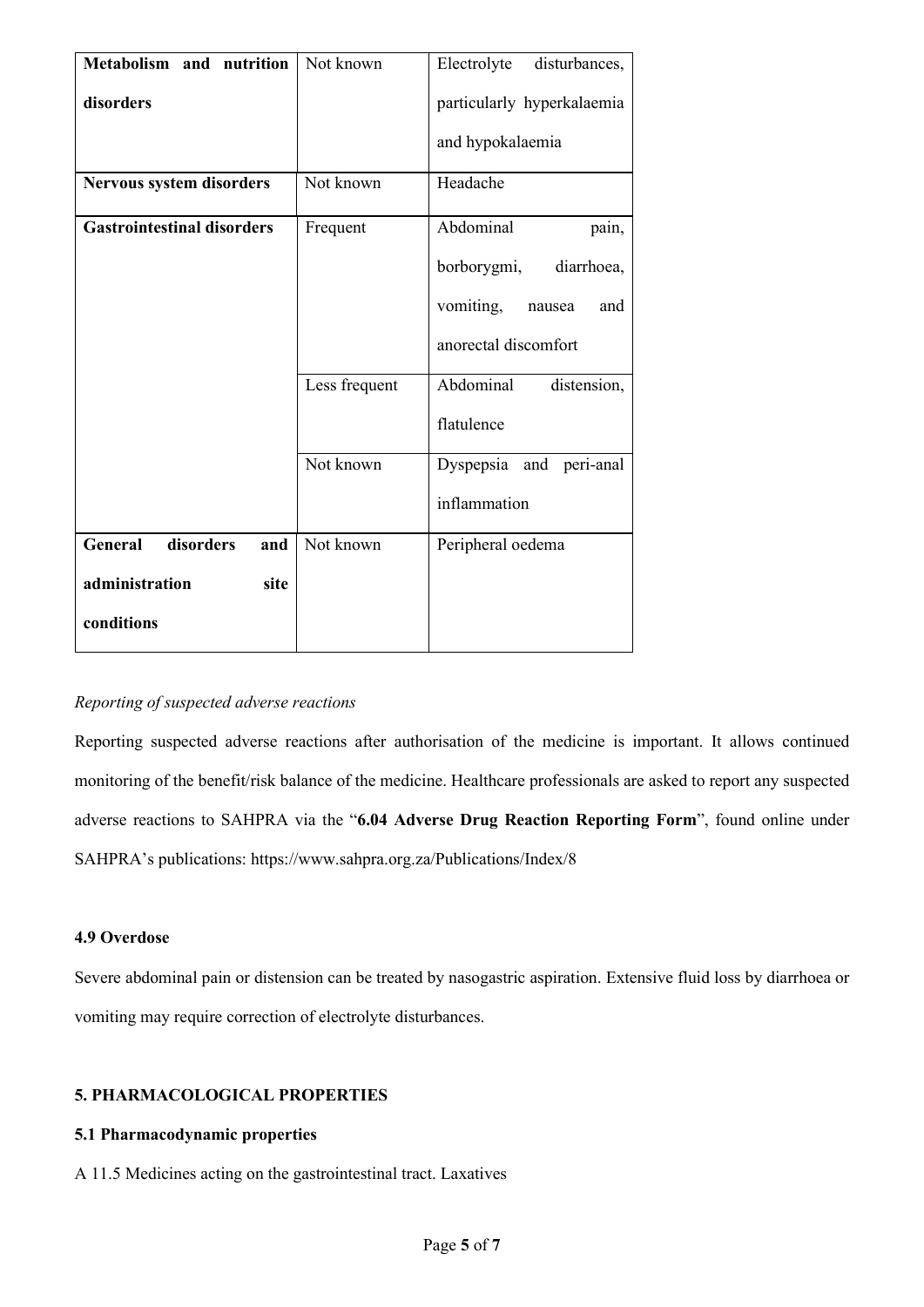| Metabolism and nutrition disorders | Not known | Electrolyte disturbances, particularly hyperkalaemia and hypokalaemia |
|---|---|---|
| Nervous system disorders | Not known | Headache |
| Gastrointestinal disorders | Frequent | Abdominal pain, borborygmi, diarrhoea, vomiting, nausea and anorectal discomfort |
| | Less frequent | Abdominal distension, flatulence |
| | Not known | Dyspepsia and peri-anal inflammation |
| General disorders and administration site conditions | Not known | Peripheral oedema |

*Reporting of suspected adverse reactions*

Reporting suspected adverse reactions after authorisation of the medicine is important. It allows continued monitoring of the benefit/risk balance of the medicine. Healthcare professionals are asked to report any suspected adverse reactions to SAHPRA via the "**6.04 Adverse Drug Reaction Reporting Form**", found online under SAHPRA's publications: https://www.sahpra.org.za/Publications/Index/8

**4.9 Overdose**

Severe abdominal pain or distension can be treated by nasogastric aspiration. Extensive fluid loss by diarrhoea or vomiting may require correction of electrolyte disturbances.

**5. PHARMACOLOGICAL PROPERTIES**

**5.1 Pharmacodynamic properties**

A 11.5 Medicines acting on the gastrointestinal tract. Laxatives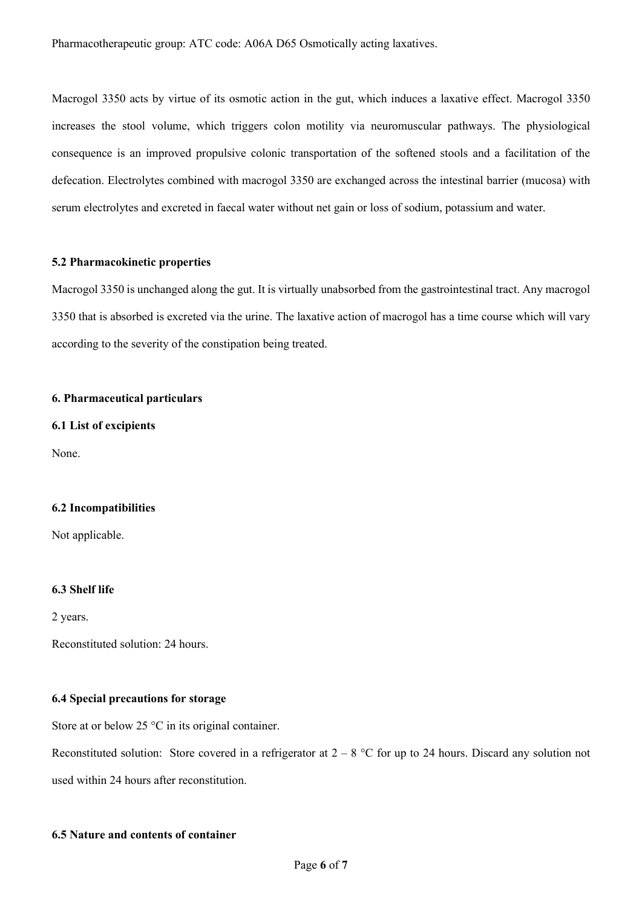Pharmacotherapeutic group: ATC code: A06A D65 Osmotically acting laxatives.

Macrogol 3350 acts by virtue of its osmotic action in the gut, which induces a laxative effect. Macrogol 3350 increases the stool volume, which triggers colon motility via neuromuscular pathways. The physiological consequence is an improved propulsive colonic transportation of the softened stools and a facilitation of the defecation. Electrolytes combined with macrogol 3350 are exchanged across the intestinal barrier (mucosa) with serum electrolytes and excreted in faecal water without net gain or loss of sodium, potassium and water.

### 5.2 Pharmacokinetic properties

Macrogol 3350 is unchanged along the gut. It is virtually unabsorbed from the gastrointestinal tract. Any macrogol 3350 that is absorbed is excreted via the urine. The laxative action of macrogol has a time course which will vary according to the severity of the constipation being treated.

## 6. Pharmaceutical particulars

### 6.1 List of excipients

None.

### 6.2 Incompatibilities

Not applicable.

### 6.3 Shelf life

2 years.

Reconstituted solution: 24 hours.

### 6.4 Special precautions for storage

Store at or below 25 °C in its original container.

Reconstituted solution: Store covered in a refrigerator at 2 – 8 °C for up to 24 hours. Discard any solution not used within 24 hours after reconstitution.

### 6.5 Nature and contents of container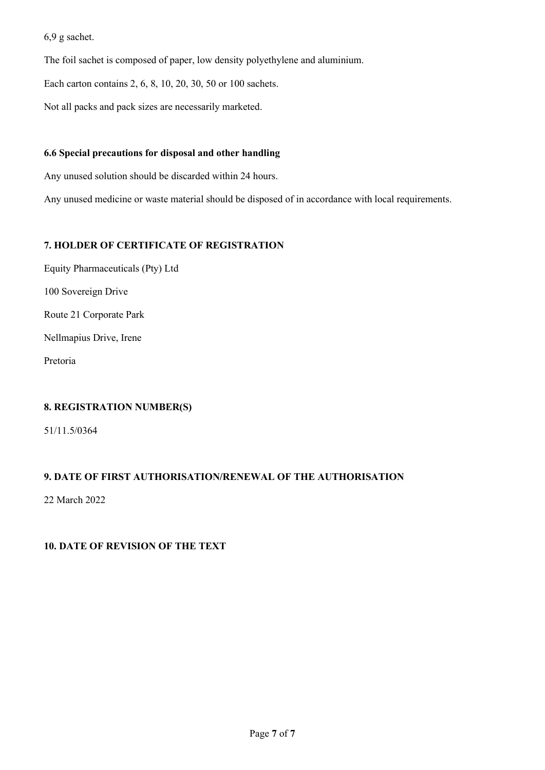6,9 g sachet.

The foil sachet is composed of paper, low density polyethylene and aluminium.

Each carton contains 2, 6, 8, 10, 20, 30, 50 or 100 sachets.

Not all packs and pack sizes are necessarily marketed.

**6.6 Special precautions for disposal and other handling**

Any unused solution should be discarded within 24 hours.

Any unused medicine or waste material should be disposed of in accordance with local requirements.

## 7. HOLDER OF CERTIFICATE OF REGISTRATION

Equity Pharmaceuticals (Pty) Ltd

100 Sovereign Drive

Route 21 Corporate Park

Nellmapius Drive, Irene

Pretoria

## 8. REGISTRATION NUMBER(S)

51/11.5/0364

## 9. DATE OF FIRST AUTHORISATION/RENEWAL OF THE AUTHORISATION

22 March 2022

## 10. DATE OF REVISION OF THE TEXT